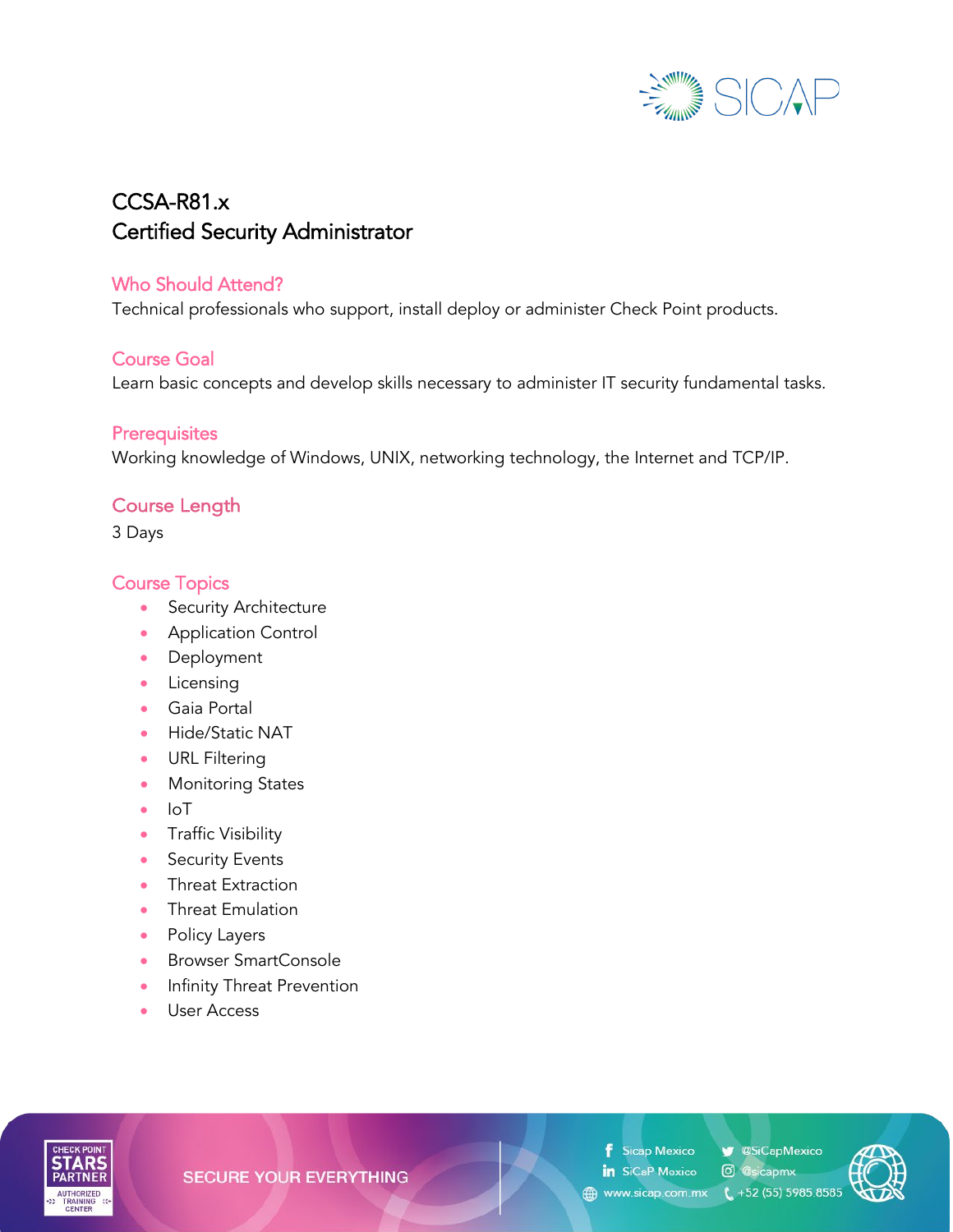# CCSA-R81.x
# Certified Security Administrator

## Who Should Attend?

Technical professionals who support, install deploy or administer Check Point products.

## Course Goal

Learn basic concepts and develop skills necessary to administer IT security fundamental tasks.

## Prerequisites

Working knowledge of Windows, UNIX, networking technology, the Internet and TCP/IP.

## Course Length

3 Days

## Course Topics

- Security Architecture
- Application Control
- Deployment
- Licensing
- Gaia Portal
- Hide/Static NAT
- URL Filtering
- Monitoring States
- IoT
- Traffic Visibility
- Security Events
- Threat Extraction
- Threat Emulation
- Policy Layers
- Browser SmartConsole
- Infinity Threat Prevention
- User Access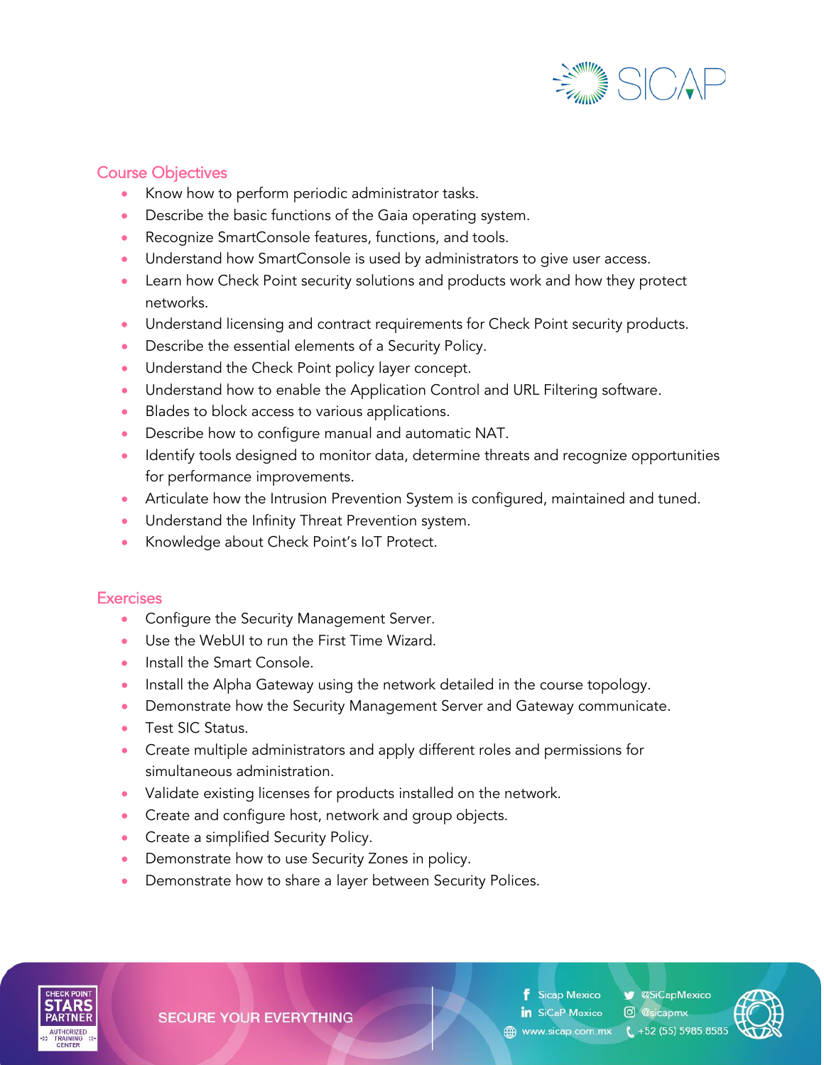## Course Objectives

- Know how to perform periodic administrator tasks.
- Describe the basic functions of the Gaia operating system.
- Recognize SmartConsole features, functions, and tools.
- Understand how SmartConsole is used by administrators to give user access.
- Learn how Check Point security solutions and products work and how they protect networks.
- Understand licensing and contract requirements for Check Point security products.
- Describe the essential elements of a Security Policy.
- Understand the Check Point policy layer concept.
- Understand how to enable the Application Control and URL Filtering software.
- Blades to block access to various applications.
- Describe how to configure manual and automatic NAT.
- Identify tools designed to monitor data, determine threats and recognize opportunities for performance improvements.
- Articulate how the Intrusion Prevention System is configured, maintained and tuned.
- Understand the Infinity Threat Prevention system.
- Knowledge about Check Point's IoT Protect.

## Exercises

- Configure the Security Management Server.
- Use the WebUI to run the First Time Wizard.
- Install the Smart Console.
- Install the Alpha Gateway using the network detailed in the course topology.
- Demonstrate how the Security Management Server and Gateway communicate.
- Test SIC Status.
- Create multiple administrators and apply different roles and permissions for simultaneous administration.
- Validate existing licenses for products installed on the network.
- Create and configure host, network and group objects.
- Create a simplified Security Policy.
- Demonstrate how to use Security Zones in policy.
- Demonstrate how to share a layer between Security Polices.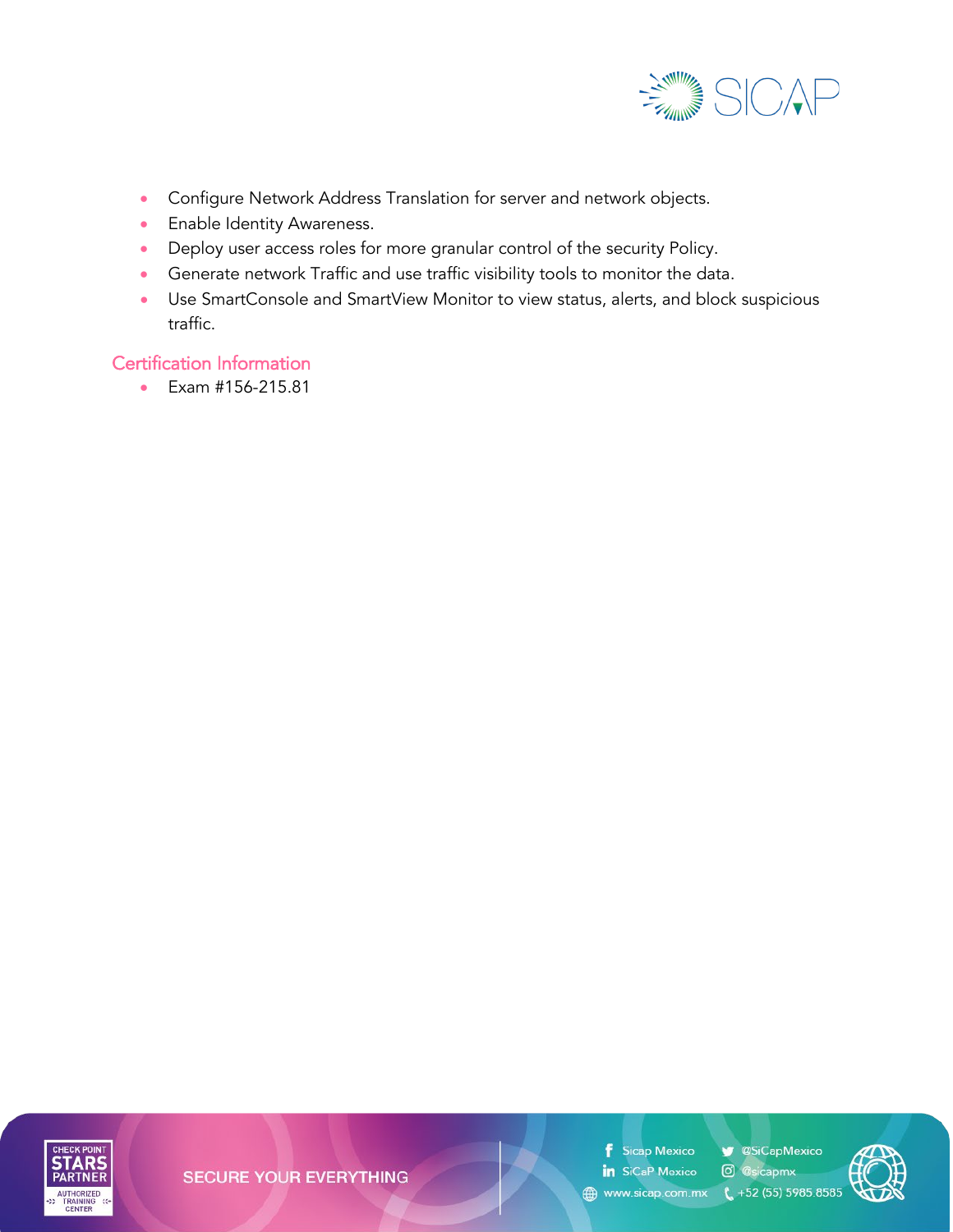- Configure Network Address Translation for server and network objects.
- Enable Identity Awareness.
- Deploy user access roles for more granular control of the security Policy.
- Generate network Traffic and use traffic visibility tools to monitor the data.
- Use SmartConsole and SmartView Monitor to view status, alerts, and block suspicious traffic.

## Certification Information

- Exam #156-215.81